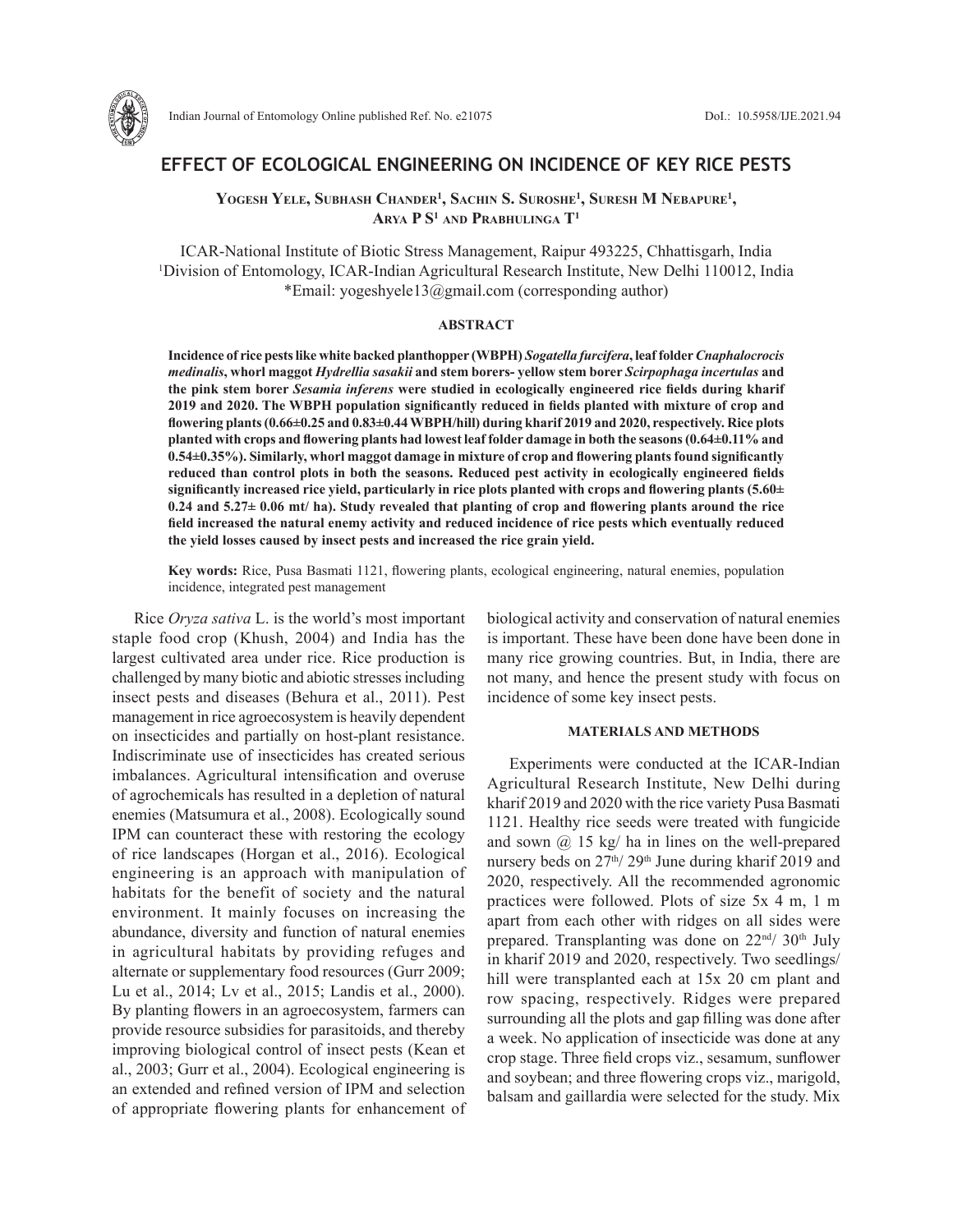# EFFECT OF ECOLOGICAL ENGINEERING ON INCIDENCE OF KEY RICE PESTS

**Yogesh Yele, Subhash Chander[1], Sachin S. Suroshe[1], Suresh M Nebapure[1], Arya P S[1] and Prabhulinga T[1]**

ICAR-National Institute of Biotic Stress Management, Raipur 493225, Chhattisgarh, India
[1]Division of Entomology, ICAR-Indian Agricultural Research Institute, New Delhi 110012, India
*Email: yogeshyele13@gmail.com (corresponding author)

## ABSTRACT

**Incidence of rice pests like white backed planthopper (WBPH) *Sogatella furcifera*, leaf folder *Cnaphalocrocis medinalis*, whorl maggot *Hydrellia sasakii* and stem borers- yellow stem borer *Scirpophaga incertulas* and the pink stem borer *Sesamia inferens* were studied in ecologically engineered rice fields during kharif 2019 and 2020. The WBPH population significantly reduced in fields planted with mixture of crop and flowering plants (0.66±0.25 and 0.83±0.44 WBPH/hill) during kharif 2019 and 2020, respectively. Rice plots planted with crops and flowering plants had lowest leaf folder damage in both the seasons (0.64±0.11% and 0.54±0.35%). Similarly, whorl maggot damage in mixture of crop and flowering plants found significantly reduced than control plots in both the seasons. Reduced pest activity in ecologically engineered fields significantly increased rice yield, particularly in rice plots planted with crops and flowering plants (5.60± 0.24 and 5.27± 0.06 mt/ ha). Study revealed that planting of crop and flowering plants around the rice field increased the natural enemy activity and reduced incidence of rice pests which eventually reduced the yield losses caused by insect pests and increased the rice grain yield.**

**Key words:** Rice, Pusa Basmati 1121, flowering plants, ecological engineering, natural enemies, population incidence, integrated pest management

Rice *Oryza sativa* L. is the world's most important staple food crop (Khush, 2004) and India has the largest cultivated area under rice. Rice production is challenged by many biotic and abiotic stresses including insect pests and diseases (Behura et al., 2011). Pest management in rice agroecosystem is heavily dependent on insecticides and partially on host-plant resistance. Indiscriminate use of insecticides has created serious imbalances. Agricultural intensification and overuse of agrochemicals has resulted in a depletion of natural enemies (Matsumura et al., 2008). Ecologically sound IPM can counteract these with restoring the ecology of rice landscapes (Horgan et al., 2016). Ecological engineering is an approach with manipulation of habitats for the benefit of society and the natural environment. It mainly focuses on increasing the abundance, diversity and function of natural enemies in agricultural habitats by providing refuges and alternate or supplementary food resources (Gurr 2009; Lu et al., 2014; Lv et al., 2015; Landis et al., 2000). By planting flowers in an agroecosystem, farmers can provide resource subsidies for parasitoids, and thereby improving biological control of insect pests (Kean et al., 2003; Gurr et al., 2004). Ecological engineering is an extended and refined version of IPM and selection of appropriate flowering plants for enhancement of biological activity and conservation of natural enemies is important. These have been done have been done in many rice growing countries. But, in India, there are not many, and hence the present study with focus on incidence of some key insect pests.

## MATERIALS AND METHODS

Experiments were conducted at the ICAR-Indian Agricultural Research Institute, New Delhi during kharif 2019 and 2020 with the rice variety Pusa Basmati 1121. Healthy rice seeds were treated with fungicide and sown @ 15 kg/ ha in lines on the well-prepared nursery beds on 27$^{th}$/ 29$^{th}$ June during kharif 2019 and 2020, respectively. All the recommended agronomic practices were followed. Plots of size 5x 4 m, 1 m apart from each other with ridges on all sides were prepared. Transplanting was done on 22$^{nd}$/ 30$^{th}$ July in kharif 2019 and 2020, respectively. Two seedlings/ hill were transplanted each at 15x 20 cm plant and row spacing, respectively. Ridges were prepared surrounding all the plots and gap filling was done after a week. No application of insecticide was done at any crop stage. Three field crops viz., sesamum, sunflower and soybean; and three flowering crops viz., marigold, balsam and gaillardia were selected for the study. Mix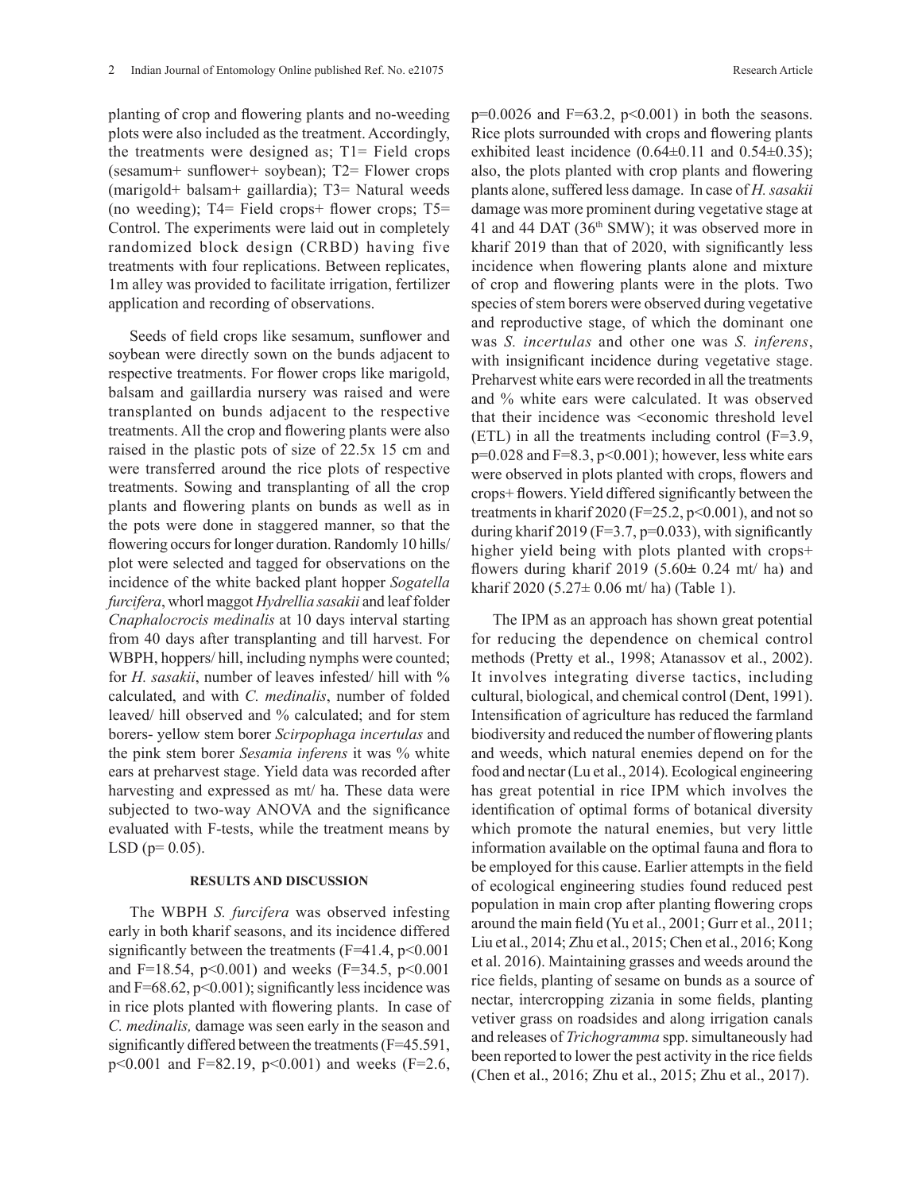planting of crop and flowering plants and no-weeding plots were also included as the treatment. Accordingly, the treatments were designed as; T1= Field crops (sesamum+ sunflower+ soybean); T2= Flower crops (marigold+ balsam+ gaillardia); T3= Natural weeds (no weeding); T4= Field crops+ flower crops; T5= Control. The experiments were laid out in completely randomized block design (CRBD) having five treatments with four replications. Between replicates, 1m alley was provided to facilitate irrigation, fertilizer application and recording of observations.

Seeds of field crops like sesamum, sunflower and soybean were directly sown on the bunds adjacent to respective treatments. For flower crops like marigold, balsam and gaillardia nursery was raised and were transplanted on bunds adjacent to the respective treatments. All the crop and flowering plants were also raised in the plastic pots of size of 22.5x 15 cm and were transferred around the rice plots of respective treatments. Sowing and transplanting of all the crop plants and flowering plants on bunds as well as in the pots were done in staggered manner, so that the flowering occurs for longer duration. Randomly 10 hills/ plot were selected and tagged for observations on the incidence of the white backed plant hopper *Sogatella furcifera*, whorl maggot *Hydrellia sasakii* and leaf folder *Cnaphalocrocis medinalis* at 10 days interval starting from 40 days after transplanting and till harvest. For WBPH, hoppers/ hill, including nymphs were counted; for *H. sasakii*, number of leaves infested/ hill with % calculated, and with *C. medinalis*, number of folded leaved/ hill observed and % calculated; and for stem borers- yellow stem borer *Scirpophaga incertulas* and the pink stem borer *Sesamia inferens* it was % white ears at preharvest stage. Yield data was recorded after harvesting and expressed as mt/ ha. These data were subjected to two-way ANOVA and the significance evaluated with F-tests, while the treatment means by LSD ($p= 0.05$).

## RESULTS AND DISCUSSION

The WBPH *S. furcifera* was observed infesting early in both kharif seasons, and its incidence differed significantly between the treatments ($F=41.4$, $p<0.001$ and $F=18.54$, $p<0.001$) and weeks ($F=34.5$, $p<0.001$ and $F=68.62$, $p<0.001$); significantly less incidence was in rice plots planted with flowering plants. In case of *C. medinalis,* damage was seen early in the season and significantly differed between the treatments ($F=45.591$, $p<0.001$ and $F=82.19$, $p<0.001$) and weeks ($F=2.6$, $p=0.0026$ and $F=63.2$, $p<0.001$) in both the seasons. Rice plots surrounded with crops and flowering plants exhibited least incidence (0.64±0.11 and 0.54±0.35); also, the plots planted with crop plants and flowering plants alone, suffered less damage. In case of *H. sasakii* damage was more prominent during vegetative stage at 41 and 44 DAT (36[th] SMW); it was observed more in kharif 2019 than that of 2020, with significantly less incidence when flowering plants alone and mixture of crop and flowering plants were in the plots. Two species of stem borers were observed during vegetative and reproductive stage, of which the dominant one was *S. incertulas* and other one was *S. inferens*, with insignificant incidence during vegetative stage. Preharvest white ears were recorded in all the treatments and % white ears were calculated. It was observed that their incidence was <economic threshold level (ETL) in all the treatments including control ($F=3.9$, $p=0.028$ and $F=8.3$, $p<0.001$); however, less white ears were observed in plots planted with crops, flowers and crops+ flowers. Yield differed significantly between the treatments in kharif 2020 ($F=25.2$, $p<0.001$), and not so during kharif 2019 ($F=3.7$, $p=0.033$), with significantly higher yield being with plots planted with crops+ flowers during kharif 2019 (5.60± 0.24 mt/ ha) and kharif 2020 (5.27± 0.06 mt/ ha) (Table 1).

The IPM as an approach has shown great potential for reducing the dependence on chemical control methods (Pretty et al., 1998; Atanassov et al., 2002). It involves integrating diverse tactics, including cultural, biological, and chemical control (Dent, 1991). Intensification of agriculture has reduced the farmland biodiversity and reduced the number of flowering plants and weeds, which natural enemies depend on for the food and nectar (Lu et al., 2014). Ecological engineering has great potential in rice IPM which involves the identification of optimal forms of botanical diversity which promote the natural enemies, but very little information available on the optimal fauna and flora to be employed for this cause. Earlier attempts in the field of ecological engineering studies found reduced pest population in main crop after planting flowering crops around the main field (Yu et al., 2001; Gurr et al., 2011; Liu et al., 2014; Zhu et al., 2015; Chen et al., 2016; Kong et al. 2016). Maintaining grasses and weeds around the rice fields, planting of sesame on bunds as a source of nectar, intercropping zizania in some fields, planting vetiver grass on roadsides and along irrigation canals and releases of *Trichogramma* spp. simultaneously had been reported to lower the pest activity in the rice fields (Chen et al., 2016; Zhu et al., 2015; Zhu et al., 2017).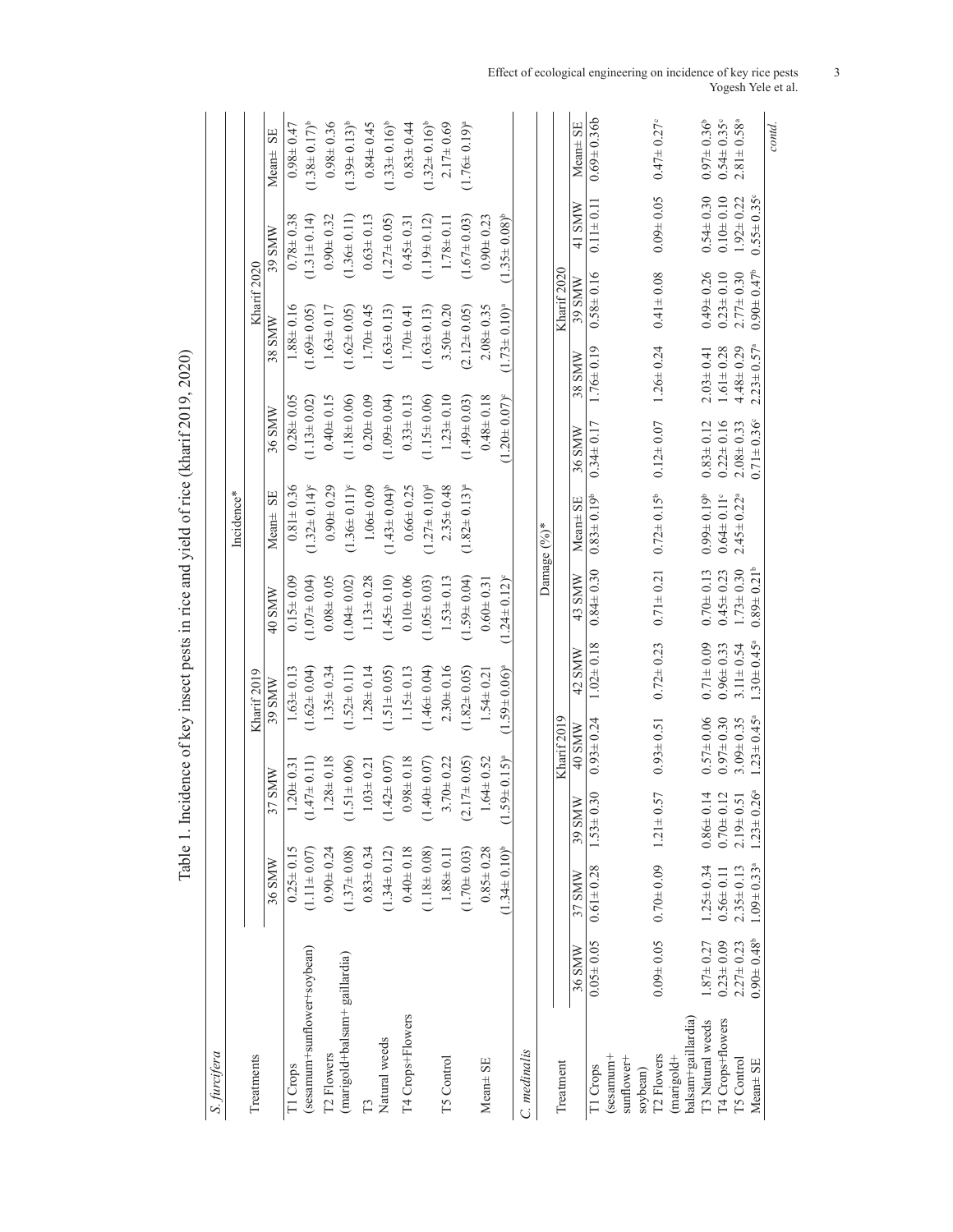Table 1. Incidence of key insect pests in rice and yield of rice (kharif 2019, 2020)

*S. furcifera*

| Treatments | Incidence* | | | | | | | | | |
|---|---|---|---|---|---|---|---|---|---|---|
| | Kharif 2019 | | | | | Kharif 2020 | | | | |
| | 36 SMW | 37 SMW | 39 SMW | 40 SMW | Mean± SE | 36 SMW | 38 SMW | 39 SMW | Mean± SE | |
| T1 Crops | 0.25± 0.15 | 1.20± 0.31 | 1.63± 0.13 | 0.15± 0.09 | 0.81± 0.36 | 0.28± 0.05 | 1.88± 0.16 | 0.78± 0.38 | 0.98± 0.47 | |
| (sesamum+sunflower+soybean) | (1.11± 0.07) | (1.47± 0.11) | (1.62± 0.04) | (1.07± 0.04) | (1.32± 0.14)[c] | (1.13± 0.02) | (1.69± 0.05) | (1.31± 0.14) | (1.38± 0.17)[b] | |
| T2 Flowers | 0.90± 0.24 | 1.28± 0.18 | 1.35± 0.34 | 0.08± 0.05 | 0.90± 0.29 | 0.40± 0.15 | 1.63± 0.17 | 0.90± 0.32 | 0.98± 0.36 | |
| (marigold+balsam+ gaillardia) | (1.37± 0.08) | (1.51± 0.06) | (1.52± 0.11) | (1.04± 0.02) | (1.36± 0.11)[c] | (1.18± 0.06) | (1.62± 0.05) | (1.36± 0.11) | (1.39± 0.13)[b] | |
| T3 Natural weeds | 0.83± 0.34 | 1.03± 0.21 | 1.28± 0.14 | 1.13± 0.28 | 1.06± 0.09 | 0.20± 0.09 | 1.70± 0.45 | 0.63± 0.13 | 0.84± 0.45 | |
| | (1.34± 0.12) | (1.42± 0.07) | (1.51± 0.05) | (1.45± 0.10) | (1.43± 0.04)[b] | (1.09± 0.04) | (1.63± 0.13) | (1.27± 0.05) | (1.33± 0.16)[b] | |
| T4 Crops+Flowers | 0.40± 0.18 | 0.98± 0.18 | 1.15± 0.13 | 0.10± 0.06 | 0.66± 0.25 | 0.33± 0.13 | 1.70± 0.41 | 0.45± 0.31 | 0.83± 0.44 | |
| | (1.18± 0.08) | (1.40± 0.07) | (1.46± 0.04) | (1.05± 0.03) | (1.27± 0.10)[d] | (1.15± 0.06) | (1.63± 0.13) | (1.19± 0.12) | (1.32± 0.16)[b] | |
| T5 Control | 1.88± 0.11 | 3.70± 0.22 | 2.30± 0.16 | 1.53± 0.13 | 2.35± 0.48 | 1.23± 0.10 | 3.50± 0.20 | 1.78± 0.11 | 2.17± 0.69 | |
| | (1.70± 0.03) | (2.17± 0.05) | (1.82± 0.05) | (1.59± 0.04) | (1.82± 0.13)[a] | (1.49± 0.03) | (2.12± 0.05) | (1.67± 0.03) | (1.76± 0.19)[a] | |
| Mean± SE | 0.85± 0.28 | 1.64± 0.52 | 1.54± 0.21 | 0.60± 0.31 | | 0.48± 0.18 | 2.08± 0.35 | 0.90± 0.23 | | |
| | (1.34± 0.10)[b] | (1.59± 0.15)[a] | (1.59± 0.06)[a] | (1.24± 0.12)[c] | | (1.20± 0.07)[c] | (1.73± 0.10)[a] | (1.35± 0.08)[b] | | |

*C. medinalis*

| Treatment | Damage (%)* | | | | | | | | | | | |
|---|---|---|---|---|---|---|---|---|---|---|---|---|
| | Kharif 2019 | | | | | | Kharif 2020 | | | | | |
| | 36 SMW | 37 SMW | 39 SMW | 40 SMW | 42 SMW | 43 SMW | Mean± SE | 36 SMW | 38 SMW | 39 SMW | 41 SMW | Mean± SE |
| T1 Crops (sesamum+ sunflower+ soybean) | 0.05± 0.05 | 0.61± 0.28 | 1.53± 0.30 | 0.93± 0.24 | 1.02± 0.18 | 0.84± 0.30 | 0.83± 0.19[b] | 0.34± 0.17 | 1.76± 0.19 | 0.58± 0.16 | 0.11± 0.11 | 0.69± 0.36b |
| T2 Flowers (marigold+ balsam+gaillardia) | 0.09± 0.05 | 0.70± 0.09 | 1.21± 0.57 | 0.93± 0.51 | 0.72± 0.23 | 0.71± 0.21 | 0.72± 0.15[b] | 0.12± 0.07 | 1.26± 0.24 | 0.41± 0.08 | 0.09± 0.05 | 0.47± 0.27[c] |
| T3 Natural weeds | 1.87± 0.27 | 1.25± 0.34 | 0.86± 0.14 | 0.57± 0.06 | 0.71± 0.09 | 0.70± 0.13 | 0.99± 0.19[b] | 0.83± 0.12 | 2.03± 0.41 | 0.49± 0.26 | 0.54± 0.30 | 0.97± 0.36[b] |
| T4 Crops+flowers | 0.23± 0.09 | 0.56± 0.11 | 0.70± 0.12 | 0.97± 0.30 | 0.96± 0.33 | 0.45± 0.23 | 0.64± 0.11[c] | 0.22± 0.16 | 1.61± 0.28 | 0.23± 0.10 | 0.10± 0.10 | 0.54± 0.35[c] |
| T5 Control | 2.27± 0.23 | 2.35± 0.13 | 2.19± 0.51 | 3.09± 0.35 | 3.11± 0.54 | 1.73± 0.30 | 2.45± 0.22[a] | 2.08± 0.33 | 4.48± 0.29 | 2.77± 0.30 | 1.92± 0.22 | 2.81± 0.58[a] |
| Mean± SE | 0.90± 0.48[b] | 1.09± 0.33[a] | 1.23± 0.26[a] | 1.23± 0.45[a] | 1.30± 0.45[a] | 0.89± 0.21[b] | | 0.71± 0.36[c] | 2.23± 0.57[a] | 0.90± 0.47[b] | 0.55± 0.35[c] | |

*contd.*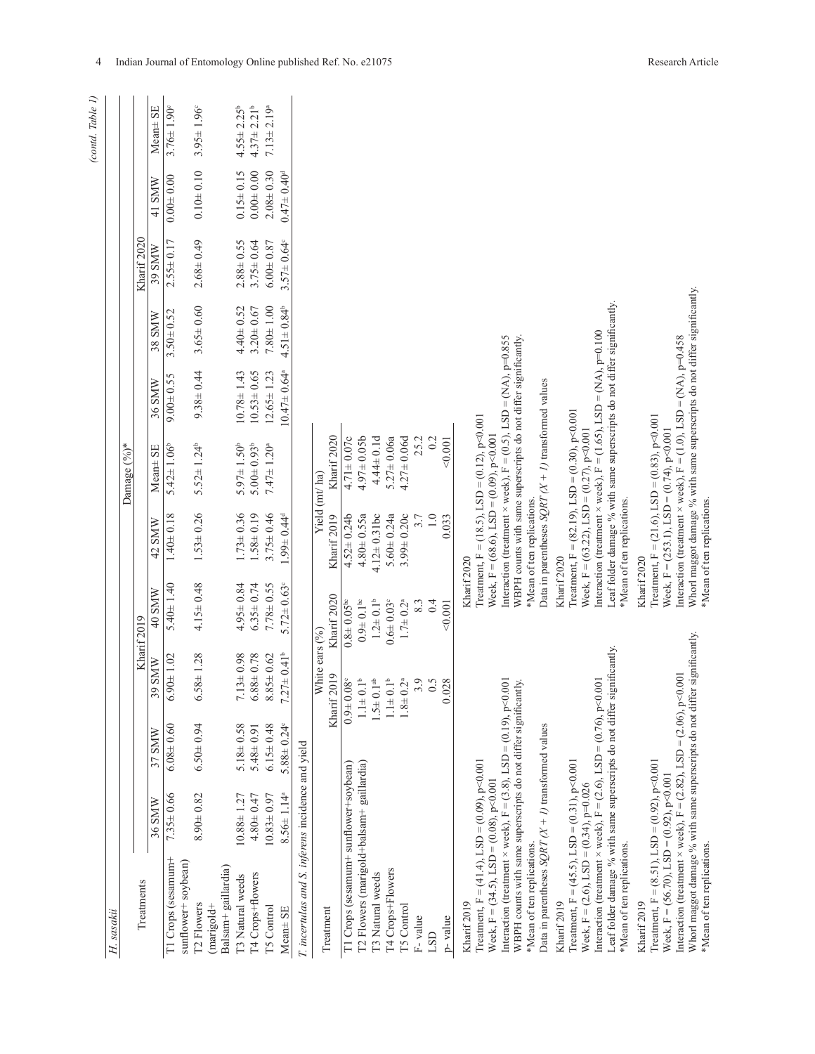*(cond. Table 1)*

*H. sasakii*

| Treatments | Damage (%)* | | | | | | | | | | |
|---|---|---|---|---|---|---|---|---|---|---|---|
| | Kharif 2019 | | | | | | Kharif 2020 | | | | |
| | 36 SMW | 37 SMW | 39 SMW | 40 SMW | 42 SMW | Mean± SE | 36 SMW | 38 SMW | 39 SMW | 41 SMW | Mean± SE |
| T1 Crops (sesamum+ sunflower+ soybean) | 7.35± 0.66 | 6.08± 0.60 | 6.90± 1.02 | 5.40± 1.40 | 1.40± 0.18 | 5.42± 1.06[b] | 9.00± 0.55 | 3.50± 0.52 | 2.55± 0.17 | 0.00± 0.00 | 3.76± 1.90[c] |
| T2 Flowers (marigold+ Balsam+ gaillardia) | 8.90± 0.82 | 6.50± 0.94 | 6.58± 1.28 | 4.15± 0.48 | 1.53± 0.26 | 5.52± 1.24[b] | 9.38± 0.44 | 3.65± 0.60 | 2.68± 0.49 | 0.10± 0.10 | 3.95± 1.96[c] |
| T3 Natural weeds | 10.88± 1.27 | 5.18± 0.58 | 7.13± 0.98 | 4.95± 0.84 | 1.73± 0.36 | 5.97± 1.50[b] | 10.78± 1.43 | 4.40± 0.52 | 2.88± 0.55 | 0.15± 0.15 | 4.55± 2.25[b] |
| T4 Crops+flowers | 4.80± 0.47 | 5.48± 0.91 | 6.88± 0.78 | 6.35± 0.74 | 1.58± 0.19 | 5.00± 0.93[b] | 10.53± 0.65 | 3.20± 0.67 | 3.75± 0.64 | 0.00± 0.00 | 4.37± 2.21[b] |
| T5 Control | 10.83± 0.97 | 6.15± 0.48 | 8.85± 0.62 | 7.78± 0.55 | 3.75± 0.46 | 7.47± 1.20[a] | 12.65± 1.23 | 7.80± 1.00 | 6.00± 0.87 | 2.08± 0.30 | 7.13± 2.19[a] |
| Mean± SE | 8.56± 1.14[a] | 5.88± 0.24[c] | 7.27± 0.41[b] | 5.72± 0.63[c] | 1.99± 0.44[d] | | 10.47± 0.64[a] | 4.51± 0.84[b] | 3.57± 0.64[c] | 0.47± 0.40[d] | |

*T. incertulas* and *S. inferens* incidence and yield

| Treatment | White ears (%) | | Yield (mt/ ha) | |
|---|---|---|---|---|
| | Kharif 2019 | Kharif 2020 | Kharif 2019 | Kharif 2020 |
| T1 Crops (sesamum+ sunflower+soybean) | 0.9± 0.08[c] | 0.8± 0.05[bc] | 4.52± 0.24b | 4.71± 0.07c |
| T2 Flowers (marigold+balsam+ gaillardia) | 1.1± 0.1[b] | 0.9± 0.1[bc] | 4.80± 0.55a | 4.97± 0.05b |
| T3 Natural weeds | 1.5± 0.1[ab] | 1.2± 0.1[b] | 4.12± 0.31bc | 4.44± 0.1d |
| T4 Crops+Flowers | 1.1± 0.1[b] | 0.6± 0.03[c] | 5.60± 0.24a | 5.27± 0.06a |
| T5 Control | 1.8± 0.2[a] | 1.7± 0.2[a] | 3.99± 0.20c | 4.27± 0.06d |
| F- value | 3.9 | 8.3 | 3.7 | 25.2 |
| LSD | 0.5 | 0.4 | 1.0 | 0.2 |
| p- value | 0.028 | <0.001 | 0.033 | <0.001 |

Kharif 2019
Treatment, F = (41.4), LSD = (0.09), p<0.001
Week, F = (34.5), LSD = (0.08), p<0.001
Interaction (treatment × week), F = (3.8), LSD = (0.19), p<0.001
WBPH counts with same superscripts do not differ significantly.
*Mean of ten replications.
Data in parentheses *SQRT (X + 1)* transformed values

Kharif 2020
Treatment, F = (18.5), LSD = (0.12), p<0.001
Week, F = (68.6), LSD = (0.09), p<0.001
Interaction (treatment × week), F = (0.5), LSD = (NA), p=0.855
WBPH counts with same superscripts do not differ significantly.
*Mean of ten replications.
Data in parentheses *SQRT (X + 1)* transformed values

Kharif 2019
Treatment, F = (45.5), LSD = (0.31), p<0.001
Week, F = (2.6), LSD = (0.34), p=0.026
Interaction (treatment × week), F = (2.6), LSD = (0.76), p<0.001
Leaf folder damage % with same superscripts do not differ significantly.
*Mean of ten replications.

Kharif 2020
Treatment, F = (82.19), LSD = (0.30), p<0.001
Week, F = (63.22), LSD = (0.27), p<0.001
Interaction (treatment × week), F = (1.65), LSD = (NA), p=0.100
Leaf folder damage % with same superscripts do not differ significantly.
*Mean of ten replications.

Kharif 2019
Treatment, F = (8.51), LSD = (0.92), p<0.001
Week, F = (56.70), LSD = (0.92), p<0.001
Interaction (treatment × week), F = (2.82), LSD = (2.06), p<0.001
Whorl maggot damage % with same superscripts do not differ significantly.
*Mean of ten replications.

Kharif 2020
Treatment, F = (21.6), LSD = (0.83), p<0.001
Week, F = (253.1), LSD = (0.74), p<0.001
Interaction (treatment × week), F = (1.0), LSD = (NA), p=0.458
Whorl maggot damage % with same superscripts do not differ significantly.
*Mean of ten replications.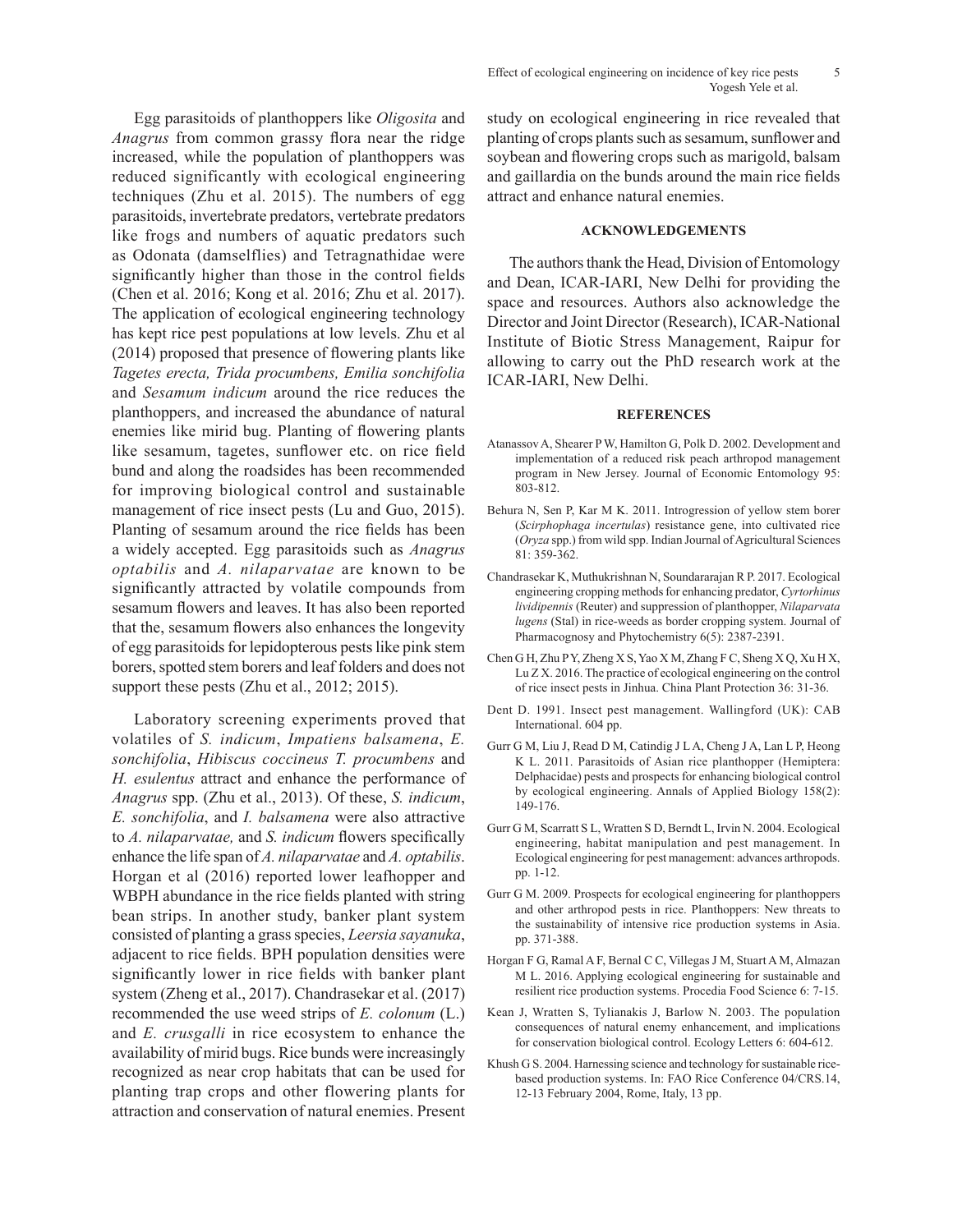Egg parasitoids of planthoppers like *Oligosita* and *Anagrus* from common grassy flora near the ridge increased, while the population of planthoppers was reduced significantly with ecological engineering techniques (Zhu et al. 2015). The numbers of egg parasitoids, invertebrate predators, vertebrate predators like frogs and numbers of aquatic predators such as Odonata (damselflies) and Tetragnathidae were significantly higher than those in the control fields (Chen et al. 2016; Kong et al. 2016; Zhu et al. 2017). The application of ecological engineering technology has kept rice pest populations at low levels. Zhu et al (2014) proposed that presence of flowering plants like *Tagetes erecta, Trida procumbens, Emilia sonchifolia* and *Sesamum indicum* around the rice reduces the planthoppers, and increased the abundance of natural enemies like mirid bug. Planting of flowering plants like sesamum, tagetes, sunflower etc. on rice field bund and along the roadsides has been recommended for improving biological control and sustainable management of rice insect pests (Lu and Guo, 2015). Planting of sesamum around the rice fields has been a widely accepted. Egg parasitoids such as *Anagrus optabilis* and *A. nilaparvatae* are known to be significantly attracted by volatile compounds from sesamum flowers and leaves. It has also been reported that the, sesamum flowers also enhances the longevity of egg parasitoids for lepidopterous pests like pink stem borers, spotted stem borers and leaf folders and does not support these pests (Zhu et al., 2012; 2015).

Laboratory screening experiments proved that volatiles of *S. indicum*, *Impatiens balsamena*, *E. sonchifolia*, *Hibiscus coccineus T. procumbens* and *H. esulentus* attract and enhance the performance of *Anagrus* spp. (Zhu et al., 2013). Of these, *S. indicum*, *E. sonchifolia*, and *I. balsamena* were also attractive to *A. nilaparvatae,* and *S. indicum* flowers specifically enhance the life span of *A. nilaparvatae* and *A. optabilis*. Horgan et al (2016) reported lower leafhopper and WBPH abundance in the rice fields planted with string bean strips. In another study, banker plant system consisted of planting a grass species, *Leersia sayanuka*, adjacent to rice fields. BPH population densities were significantly lower in rice fields with banker plant system (Zheng et al., 2017). Chandrasekar et al. (2017) recommended the use weed strips of *E. colonum* (L.) and *E. crusgalli* in rice ecosystem to enhance the availability of mirid bugs. Rice bunds were increasingly recognized as near crop habitats that can be used for planting trap crops and other flowering plants for attraction and conservation of natural enemies. Present study on ecological engineering in rice revealed that planting of crops plants such as sesamum, sunflower and soybean and flowering crops such as marigold, balsam and gaillardia on the bunds around the main rice fields attract and enhance natural enemies.

## ACKNOWLEDGEMENTS

The authors thank the Head, Division of Entomology and Dean, ICAR-IARI, New Delhi for providing the space and resources. Authors also acknowledge the Director and Joint Director (Research), ICAR-National Institute of Biotic Stress Management, Raipur for allowing to carry out the PhD research work at the ICAR-IARI, New Delhi.

## REFERENCES

Atanassov A, Shearer P W, Hamilton G, Polk D. 2002. Development and implementation of a reduced risk peach arthropod management program in New Jersey. Journal of Economic Entomology 95: 803-812.

Behura N, Sen P, Kar M K. 2011. Introgression of yellow stem borer (*Scirphophaga incertulas*) resistance gene, into cultivated rice (*Oryza* spp.) from wild spp. Indian Journal of Agricultural Sciences 81: 359-362.

Chandrasekar K, Muthukrishnan N, Soundararajan R P. 2017. Ecological engineering cropping methods for enhancing predator, *Cyrtorhinus lividipennis* (Reuter) and suppression of planthopper, *Nilaparvata lugens* (Stal) in rice-weeds as border cropping system. Journal of Pharmacognosy and Phytochemistry 6(5): 2387-2391.

Chen G H, Zhu P Y, Zheng X S, Yao X M, Zhang F C, Sheng X Q, Xu H X, Lu Z X. 2016. The practice of ecological engineering on the control of rice insect pests in Jinhua. China Plant Protection 36: 31-36.

Dent D. 1991. Insect pest management. Wallingford (UK): CAB International. 604 pp.

Gurr G M, Liu J, Read D M, Catindig J L A, Cheng J A, Lan L P, Heong K L. 2011. Parasitoids of Asian rice planthopper (Hemiptera: Delphacidae) pests and prospects for enhancing biological control by ecological engineering. Annals of Applied Biology 158(2): 149-176.

Gurr G M, Scarratt S L, Wratten S D, Berndt L, Irvin N. 2004. Ecological engineering, habitat manipulation and pest management. In Ecological engineering for pest management: advances arthropods. pp. 1-12.

Gurr G M. 2009. Prospects for ecological engineering for planthoppers and other arthropod pests in rice. Planthoppers: New threats to the sustainability of intensive rice production systems in Asia. pp. 371-388.

Horgan F G, Ramal A F, Bernal C C, Villegas J M, Stuart A M, Almazan M L. 2016. Applying ecological engineering for sustainable and resilient rice production systems. Procedia Food Science 6: 7-15.

Kean J, Wratten S, Tylianakis J, Barlow N. 2003. The population consequences of natural enemy enhancement, and implications for conservation biological control. Ecology Letters 6: 604-612.

Khush G S. 2004. Harnessing science and technology for sustainable rice-based production systems. In: FAO Rice Conference 04/CRS.14, 12-13 February 2004, Rome, Italy, 13 pp.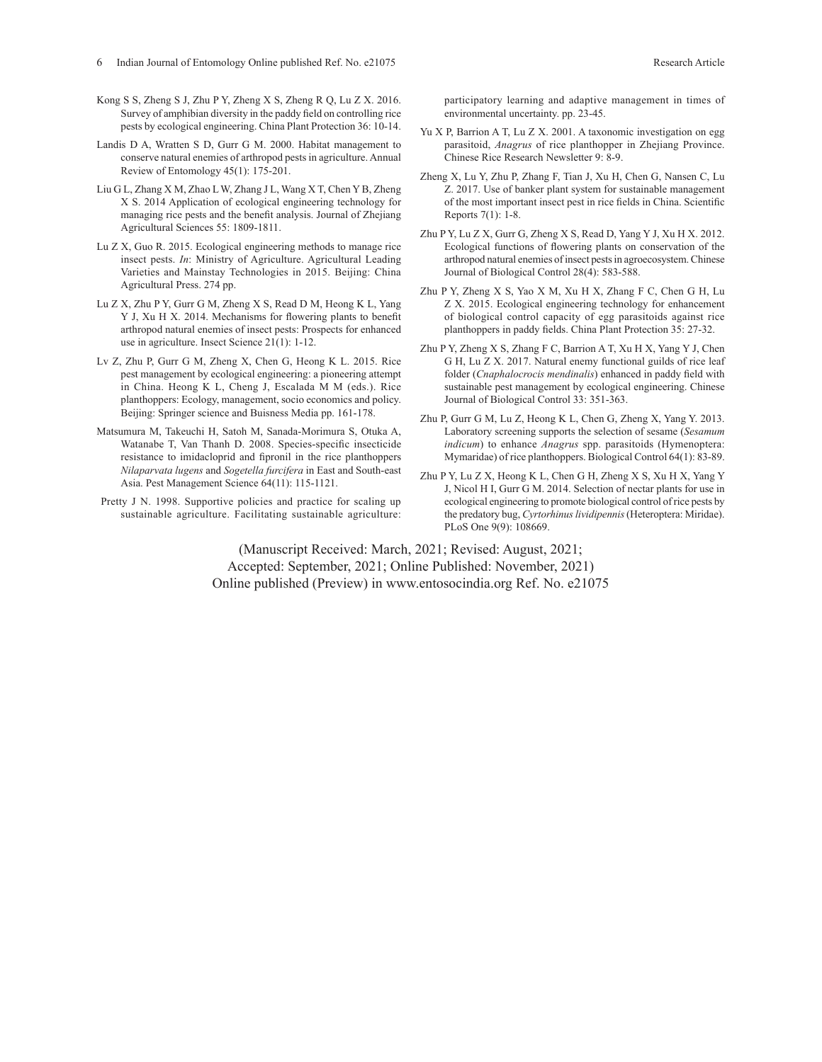Kong S S, Zheng S J, Zhu P Y, Zheng X S, Zheng R Q, Lu Z X. 2016. Survey of amphibian diversity in the paddy field on controlling rice pests by ecological engineering. China Plant Protection 36: 10-14.

Landis D A, Wratten S D, Gurr G M. 2000. Habitat management to conserve natural enemies of arthropod pests in agriculture. Annual Review of Entomology 45(1): 175-201.

Liu G L, Zhang X M, Zhao L W, Zhang J L, Wang X T, Chen Y B, Zheng X S. 2014 Application of ecological engineering technology for managing rice pests and the benefit analysis. Journal of Zhejiang Agricultural Sciences 55: 1809-1811.

Lu Z X, Guo R. 2015. Ecological engineering methods to manage rice insect pests. *In*: Ministry of Agriculture. Agricultural Leading Varieties and Mainstay Technologies in 2015. Beijing: China Agricultural Press. 274 pp.

Lu Z X, Zhu P Y, Gurr G M, Zheng X S, Read D M, Heong K L, Yang Y J, Xu H X. 2014. Mechanisms for flowering plants to benefit arthropod natural enemies of insect pests: Prospects for enhanced use in agriculture. Insect Science 21(1): 1-12.

Lv Z, Zhu P, Gurr G M, Zheng X, Chen G, Heong K L. 2015. Rice pest management by ecological engineering: a pioneering attempt in China. Heong K L, Cheng J, Escalada M M (eds.). Rice planthoppers: Ecology, management, socio economics and policy. Beijing: Springer science and Buisness Media pp. 161-178.

Matsumura M, Takeuchi H, Satoh M, Sanada-Morimura S, Otuka A, Watanabe T, Van Thanh D. 2008. Species-specific insecticide resistance to imidacloprid and fipronil in the rice planthoppers *Nilaparvata lugens* and *Sogetella furcifera* in East and South-east Asia. Pest Management Science 64(11): 115-1121.

Pretty J N. 1998. Supportive policies and practice for scaling up sustainable agriculture. Facilitating sustainable agriculture: participatory learning and adaptive management in times of environmental uncertainty. pp. 23-45.

Yu X P, Barrion A T, Lu Z X. 2001. A taxonomic investigation on egg parasitoid, *Anagrus* of rice planthopper in Zhejiang Province. Chinese Rice Research Newsletter 9: 8-9.

Zheng X, Lu Y, Zhu P, Zhang F, Tian J, Xu H, Chen G, Nansen C, Lu Z. 2017. Use of banker plant system for sustainable management of the most important insect pest in rice fields in China. Scientific Reports 7(1): 1-8.

Zhu P Y, Lu Z X, Gurr G, Zheng X S, Read D, Yang Y J, Xu H X. 2012. Ecological functions of flowering plants on conservation of the arthropod natural enemies of insect pests in agroecosystem. Chinese Journal of Biological Control 28(4): 583-588.

Zhu P Y, Zheng X S, Yao X M, Xu H X, Zhang F C, Chen G H, Lu Z X. 2015. Ecological engineering technology for enhancement of biological control capacity of egg parasitoids against rice planthoppers in paddy fields. China Plant Protection 35: 27-32.

Zhu P Y, Zheng X S, Zhang F C, Barrion A T, Xu H X, Yang Y J, Chen G H, Lu Z X. 2017. Natural enemy functional guilds of rice leaf folder (*Cnaphalocrocis mendinalis*) enhanced in paddy field with sustainable pest management by ecological engineering. Chinese Journal of Biological Control 33: 351-363.

Zhu P, Gurr G M, Lu Z, Heong K L, Chen G, Zheng X, Yang Y. 2013. Laboratory screening supports the selection of sesame (*Sesamum indicum*) to enhance *Anagrus* spp. parasitoids (Hymenoptera: Mymaridae) of rice planthoppers. Biological Control 64(1): 83-89.

Zhu P Y, Lu Z X, Heong K L, Chen G H, Zheng X S, Xu H X, Yang Y J, Nicol H I, Gurr G M. 2014. Selection of nectar plants for use in ecological engineering to promote biological control of rice pests by the predatory bug, *Cyrtorhinus lividipennis* (Heteroptera: Miridae). PLoS One 9(9): 108669.

(Manuscript Received: March, 2021; Revised: August, 2021; Accepted: September, 2021; Online Published: November, 2021)
Online published (Preview) in www.entosocindia.org Ref. No. e21075